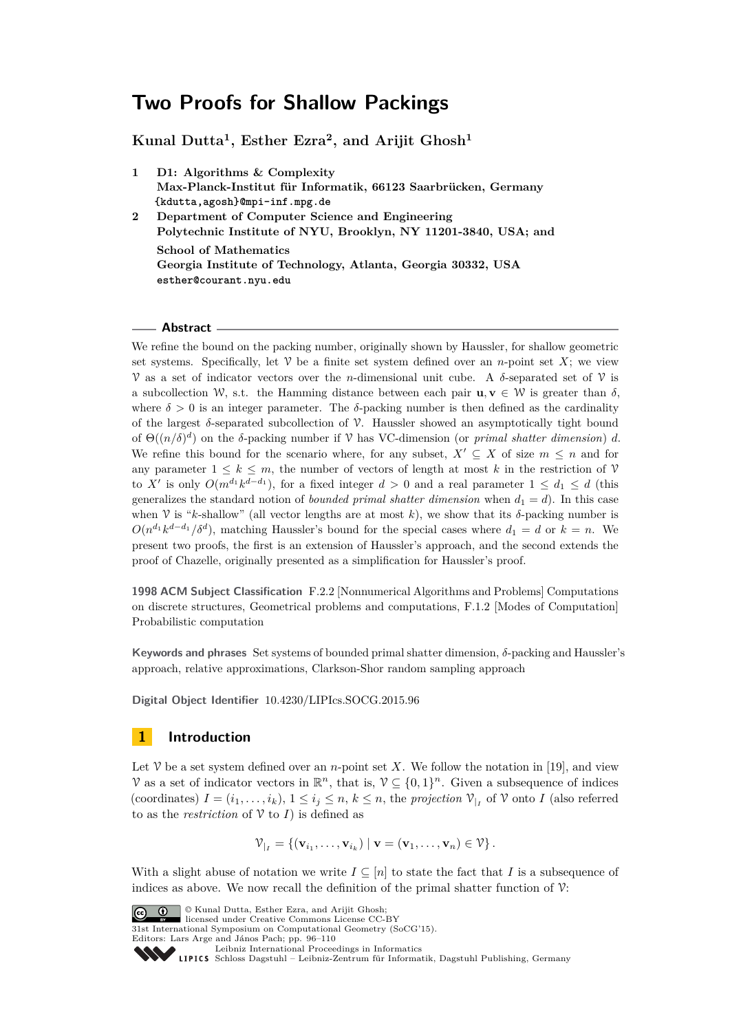# Two Proofs for Shallow Packings

**Kunal Dutta[1], Esther Ezra[2], and Arijit Ghosh[1]**

1 **D1: Algorithms & Complexity**
**Max-Planck-Institut für Informatik, 66123 Saarbrücken, Germany**
{kdutta,agosh}@mpi-inf.mpg.de

2 **Department of Computer Science and Engineering**
**Polytechnic Institute of NYU, Brooklyn, NY 11201-3840, USA; and**
**School of Mathematics**
**Georgia Institute of Technology, Atlanta, Georgia 30332, USA**
esther@courant.nyu.edu

## Abstract

We refine the bound on the packing number, originally shown by Haussler, for shallow geometric set systems. Specifically, let $\mathcal{V}$ be a finite set system defined over an $n$-point set $X$; we view $\mathcal{V}$ as a set of indicator vectors over the $n$-dimensional unit cube. A $\delta$-separated set of $\mathcal{V}$ is a subcollection $\mathcal{W}$, s.t. the Hamming distance between each pair $\mathbf{u}, \mathbf{v} \in \mathcal{W}$ is greater than $\delta$, where $\delta > 0$ is an integer parameter. The $\delta$-packing number is then defined as the cardinality of the largest $\delta$-separated subcollection of $\mathcal{V}$. Haussler showed an asymptotically tight bound of $\Theta((n/\delta)^d)$ on the $\delta$-packing number if $\mathcal{V}$ has VC-dimension (or *primal shatter dimension*) $d$. We refine this bound for the scenario where, for any subset, $X' \subseteq X$ of size $m \leq n$ and for any parameter $1 \leq k \leq m$, the number of vectors of length at most $k$ in the restriction of $\mathcal{V}$ to $X'$ is only $O(m^{d_1} k^{d-d_1})$, for a fixed integer $d > 0$ and a real parameter $1 \leq d_1 \leq d$ (this generalizes the standard notion of *bounded primal shatter dimension* when $d_1 = d$). In this case when $\mathcal{V}$ is "$k$-shallow" (all vector lengths are at most $k$), we show that its $\delta$-packing number is $O(n^{d_1} k^{d-d_1}/\delta^d)$, matching Haussler's bound for the special cases where $d_1 = d$ or $k = n$. We present two proofs, the first is an extension of Haussler's approach, and the second extends the proof of Chazelle, originally presented as a simplification for Haussler's proof.

**1998 ACM Subject Classification** F.2.2 [Nonnumerical Algorithms and Problems] Computations on discrete structures, Geometrical problems and computations, F.1.2 [Modes of Computation] Probabilistic computation

**Keywords and phrases** Set systems of bounded primal shatter dimension, $\delta$-packing and Haussler's approach, relative approximations, Clarkson-Shor random sampling approach

**Digital Object Identifier** 10.4230/LIPIcs.SOCG.2015.96

## 1 Introduction

Let $\mathcal{V}$ be a set system defined over an $n$-point set $X$. We follow the notation in [19], and view $\mathcal{V}$ as a set of indicator vectors in $\mathbb{R}^n$, that is, $\mathcal{V} \subseteq \{0,1\}^n$. Given a subsequence of indices (coordinates) $I = (i_1, \ldots, i_k)$, $1 \leq i_j \leq n$, $k \leq n$, the *projection* $\mathcal{V}_{|_I}$ of $\mathcal{V}$ onto $I$ (also referred to as the *restriction* of $\mathcal{V}$ to $I$) is defined as

$$\mathcal{V}_{|_I} = \{(\mathbf{v}_{i_1}, \ldots, \mathbf{v}_{i_k}) \mid \mathbf{v} = (\mathbf{v}_1, \ldots, \mathbf{v}_n) \in \mathcal{V}\}.$$

With a slight abuse of notation we write $I \subseteq [n]$ to state the fact that $I$ is a subsequence of indices as above. We now recall the definition of the primal shatter function of $\mathcal{V}$:

© Kunal Dutta, Esther Ezra, and Arijit Ghosh;
licensed under Creative Commons License CC-BY
31st International Symposium on Computational Geometry (SoCG'15).
Editors: Lars Arge and János Pach; pp. 96–110
Leibniz International Proceedings in Informatics
LIPICS Schloss Dagstuhl – Leibniz-Zentrum für Informatik, Dagstuhl Publishing, Germany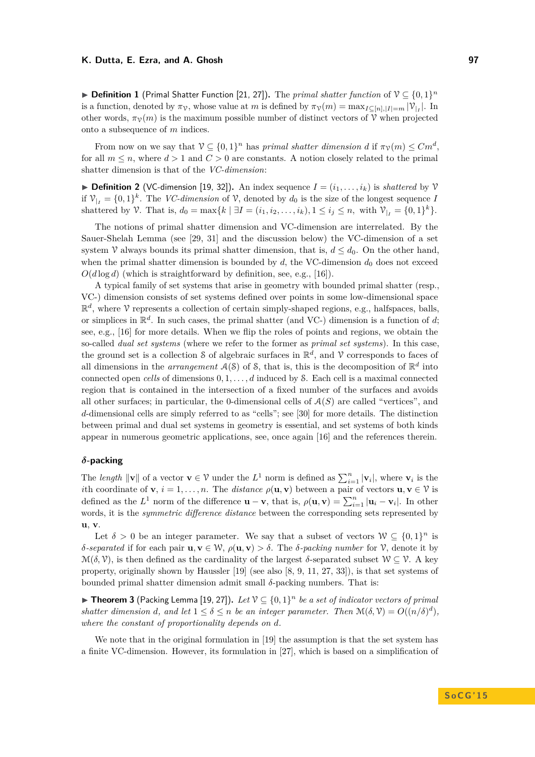▶ **Definition 1** (Primal Shatter Function [21, 27])**.** The *primal shatter function* of $\mathcal{V} \subseteq \{0,1\}^n$ is a function, denoted by $\pi_{\mathcal{V}}$, whose value at $m$ is defined by $\pi_{\mathcal{V}}(m) = \max_{I \subseteq [n], |I|=m} |\mathcal{V}_{|_I}|$. In other words, $\pi_{\mathcal{V}}(m)$ is the maximum possible number of distinct vectors of $\mathcal{V}$ when projected onto a subsequence of $m$ indices.

From now on we say that $\mathcal{V} \subseteq \{0,1\}^n$ has *primal shatter dimension* $d$ if $\pi_{\mathcal{V}}(m) \le Cm^d$, for all $m \le n$, where $d > 1$ and $C > 0$ are constants. A notion closely related to the primal shatter dimension is that of the *VC-dimension*:

▶ **Definition 2** (VC-dimension [19, 32])**.** An index sequence $I = (i_1, \ldots, i_k)$ is *shattered* by $\mathcal{V}$ if $\mathcal{V}_{|_I} = \{0,1\}^k$. The *VC-dimension* of $\mathcal{V}$, denoted by $d_0$ is the size of the longest sequence $I$ shattered by $\mathcal{V}$. That is, $d_0 = \max\{k \mid \exists I = (i_1, i_2, \ldots, i_k), 1 \le i_j \le n, \text{ with } \mathcal{V}_{|_I} = \{0,1\}^k\}$.

The notions of primal shatter dimension and VC-dimension are interrelated. By the Sauer-Shelah Lemma (see [29, 31] and the discussion below) the VC-dimension of a set system $\mathcal{V}$ always bounds its primal shatter dimension, that is, $d \le d_0$. On the other hand, when the primal shatter dimension is bounded by $d$, the VC-dimension $d_0$ does not exceed $O(d \log d)$ (which is straightforward by definition, see, e.g., [16]).

A typical family of set systems that arise in geometry with bounded primal shatter (resp., VC-) dimension consists of set systems defined over points in some low-dimensional space $\mathbb{R}^d$, where $\mathcal{V}$ represents a collection of certain simply-shaped regions, e.g., halfspaces, balls, or simplices in $\mathbb{R}^d$. In such cases, the primal shatter (and VC-) dimension is a function of $d$; see, e.g., [16] for more details. When we flip the roles of points and regions, we obtain the so-called *dual set systems* (where we refer to the former as *primal set systems*). In this case, the ground set is a collection $\mathcal{S}$ of algebraic surfaces in $\mathbb{R}^d$, and $\mathcal{V}$ corresponds to faces of all dimensions in the *arrangement* $\mathcal{A}(\mathcal{S})$ of $\mathcal{S}$, that is, this is the decomposition of $\mathbb{R}^d$ into connected open *cells* of dimensions $0, 1, \ldots, d$ induced by $\mathcal{S}$. Each cell is a maximal connected region that is contained in the intersection of a fixed number of the surfaces and avoids all other surfaces; in particular, the 0-dimensional cells of $\mathcal{A}(S)$ are called "vertices", and $d$-dimensional cells are simply referred to as "cells"; see [30] for more details. The distinction between primal and dual set systems in geometry is essential, and set systems of both kinds appear in numerous geometric applications, see, once again [16] and the references therein.

### $\delta$-packing

The *length* $\|\mathbf{v}\|$ of a vector $\mathbf{v} \in \mathcal{V}$ under the $L^1$ norm is defined as $\sum_{i=1}^n |\mathbf{v}_i|$, where $\mathbf{v}_i$ is the $i$th coordinate of $\mathbf{v}$, $i = 1, \ldots, n$. The *distance* $\rho(\mathbf{u}, \mathbf{v})$ between a pair of vectors $\mathbf{u}, \mathbf{v} \in \mathcal{V}$ is defined as the $L^1$ norm of the difference $\mathbf{u} - \mathbf{v}$, that is, $\rho(\mathbf{u}, \mathbf{v}) = \sum_{i=1}^n |\mathbf{u}_i - \mathbf{v}_i|$. In other words, it is the *symmetric difference distance* between the corresponding sets represented by $\mathbf{u}$, $\mathbf{v}$.

Let $\delta > 0$ be an integer parameter. We say that a subset of vectors $\mathcal{W} \subseteq \{0,1\}^n$ is *$\delta$-separated* if for each pair $\mathbf{u}, \mathbf{v} \in \mathcal{W}$, $\rho(\mathbf{u}, \mathbf{v}) > \delta$. The *$\delta$-packing number* for $\mathcal{V}$, denote it by $\mathcal{M}(\delta, \mathcal{V})$, is then defined as the cardinality of the largest $\delta$-separated subset $\mathcal{W} \subseteq \mathcal{V}$. A key property, originally shown by Haussler [19] (see also [8, 9, 11, 27, 33]), is that set systems of bounded primal shatter dimension admit small $\delta$-packing numbers. That is:

▶ **Theorem 3** (Packing Lemma [19, 27])**.** *Let $\mathcal{V} \subseteq \{0,1\}^n$ be a set of indicator vectors of primal shatter dimension $d$, and let $1 \le \delta \le n$ be an integer parameter. Then $\mathcal{M}(\delta, \mathcal{V}) = O((n/\delta)^d)$, where the constant of proportionality depends on $d$.*

We note that in the original formulation in [19] the assumption is that the set system has a finite VC-dimension. However, its formulation in [27], which is based on a simplification of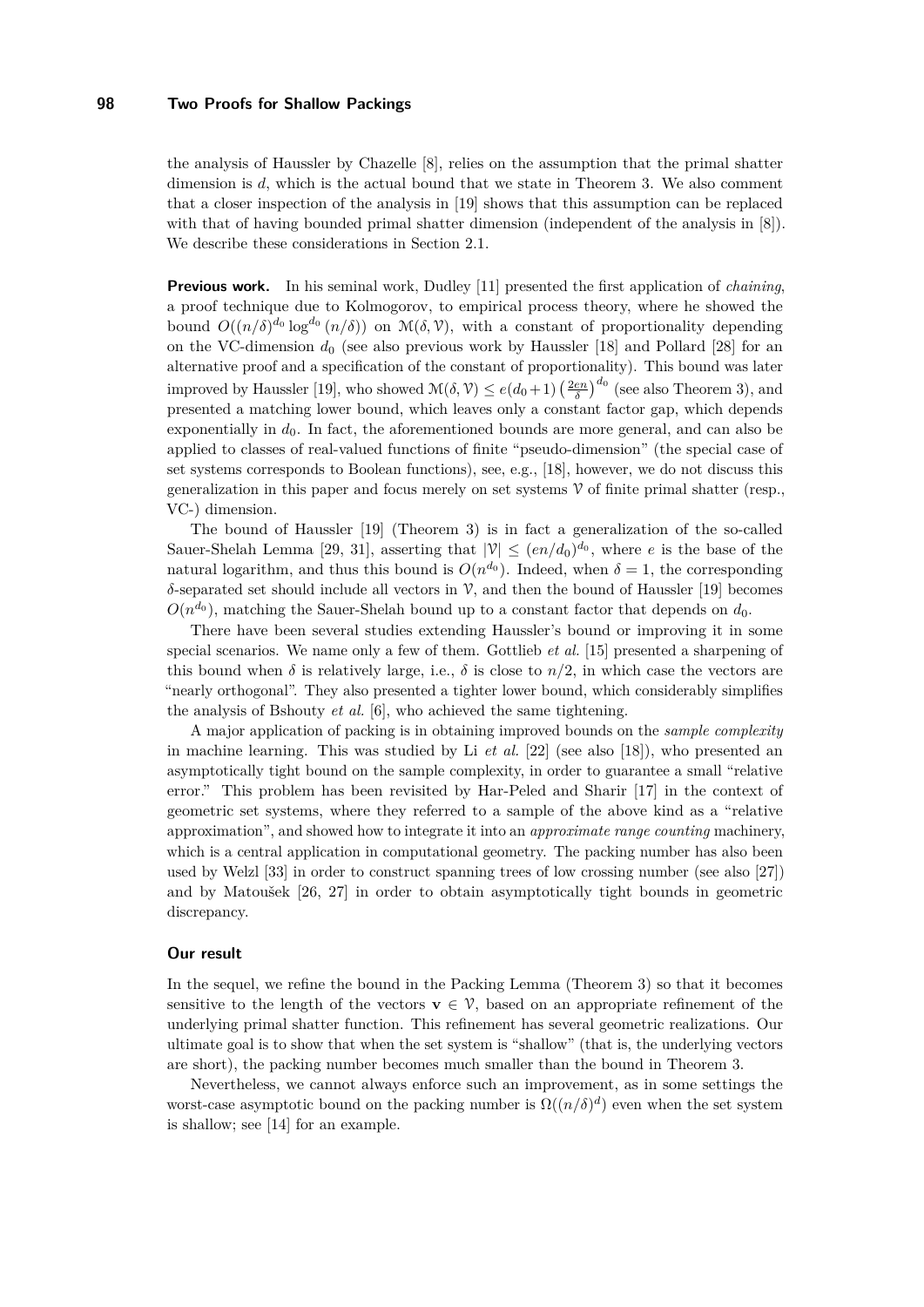the analysis of Haussler by Chazelle [8], relies on the assumption that the primal shatter dimension is $d$, which is the actual bound that we state in Theorem 3. We also comment that a closer inspection of the analysis in [19] shows that this assumption can be replaced with that of having bounded primal shatter dimension (independent of the analysis in [8]). We describe these considerations in Section 2.1.

**Previous work.** In his seminal work, Dudley [11] presented the first application of *chaining*, a proof technique due to Kolmogorov, to empirical process theory, where he showed the bound $O((n/\delta)^{d_0} \log^{d_0}(n/\delta))$ on $\mathcal{M}(\delta, \mathcal{V})$, with a constant of proportionality depending on the VC-dimension $d_0$ (see also previous work by Haussler [18] and Pollard [28] for an alternative proof and a specification of the constant of proportionality). This bound was later improved by Haussler [19], who showed $\mathcal{M}(\delta, \mathcal{V}) \le e(d_0+1)\left(\frac{2en}{\delta}\right)^{d_0}$ (see also Theorem 3), and presented a matching lower bound, which leaves only a constant factor gap, which depends exponentially in $d_0$. In fact, the aforementioned bounds are more general, and can also be applied to classes of real-valued functions of finite "pseudo-dimension" (the special case of set systems corresponds to Boolean functions), see, e.g., [18], however, we do not discuss this generalization in this paper and focus merely on set systems $\mathcal{V}$ of finite primal shatter (resp., VC-) dimension.

The bound of Haussler [19] (Theorem 3) is in fact a generalization of the so-called Sauer-Shelah Lemma [29, 31], asserting that $|\mathcal{V}| \le (en/d_0)^{d_0}$, where $e$ is the base of the natural logarithm, and thus this bound is $O(n^{d_0})$. Indeed, when $\delta = 1$, the corresponding $\delta$-separated set should include all vectors in $\mathcal{V}$, and then the bound of Haussler [19] becomes $O(n^{d_0})$, matching the Sauer-Shelah bound up to a constant factor that depends on $d_0$.

There have been several studies extending Haussler's bound or improving it in some special scenarios. We name only a few of them. Gottlieb *et al.* [15] presented a sharpening of this bound when $\delta$ is relatively large, i.e., $\delta$ is close to $n/2$, in which case the vectors are "nearly orthogonal". They also presented a tighter lower bound, which considerably simplifies the analysis of Bshouty *et al.* [6], who achieved the same tightening.

A major application of packing is in obtaining improved bounds on the *sample complexity* in machine learning. This was studied by Li *et al.* [22] (see also [18]), who presented an asymptotically tight bound on the sample complexity, in order to guarantee a small "relative error." This problem has been revisited by Har-Peled and Sharir [17] in the context of geometric set systems, where they referred to a sample of the above kind as a "relative approximation", and showed how to integrate it into an *approximate range counting* machinery, which is a central application in computational geometry. The packing number has also been used by Welzl [33] in order to construct spanning trees of low crossing number (see also [27]) and by Matoušek [26, 27] in order to obtain asymptotically tight bounds in geometric discrepancy.

### Our result

In the sequel, we refine the bound in the Packing Lemma (Theorem 3) so that it becomes sensitive to the length of the vectors $\mathbf{v} \in \mathcal{V}$, based on an appropriate refinement of the underlying primal shatter function. This refinement has several geometric realizations. Our ultimate goal is to show that when the set system is "shallow" (that is, the underlying vectors are short), the packing number becomes much smaller than the bound in Theorem 3.

Nevertheless, we cannot always enforce such an improvement, as in some settings the worst-case asymptotic bound on the packing number is $\Omega((n/\delta)^d)$ even when the set system is shallow; see [14] for an example.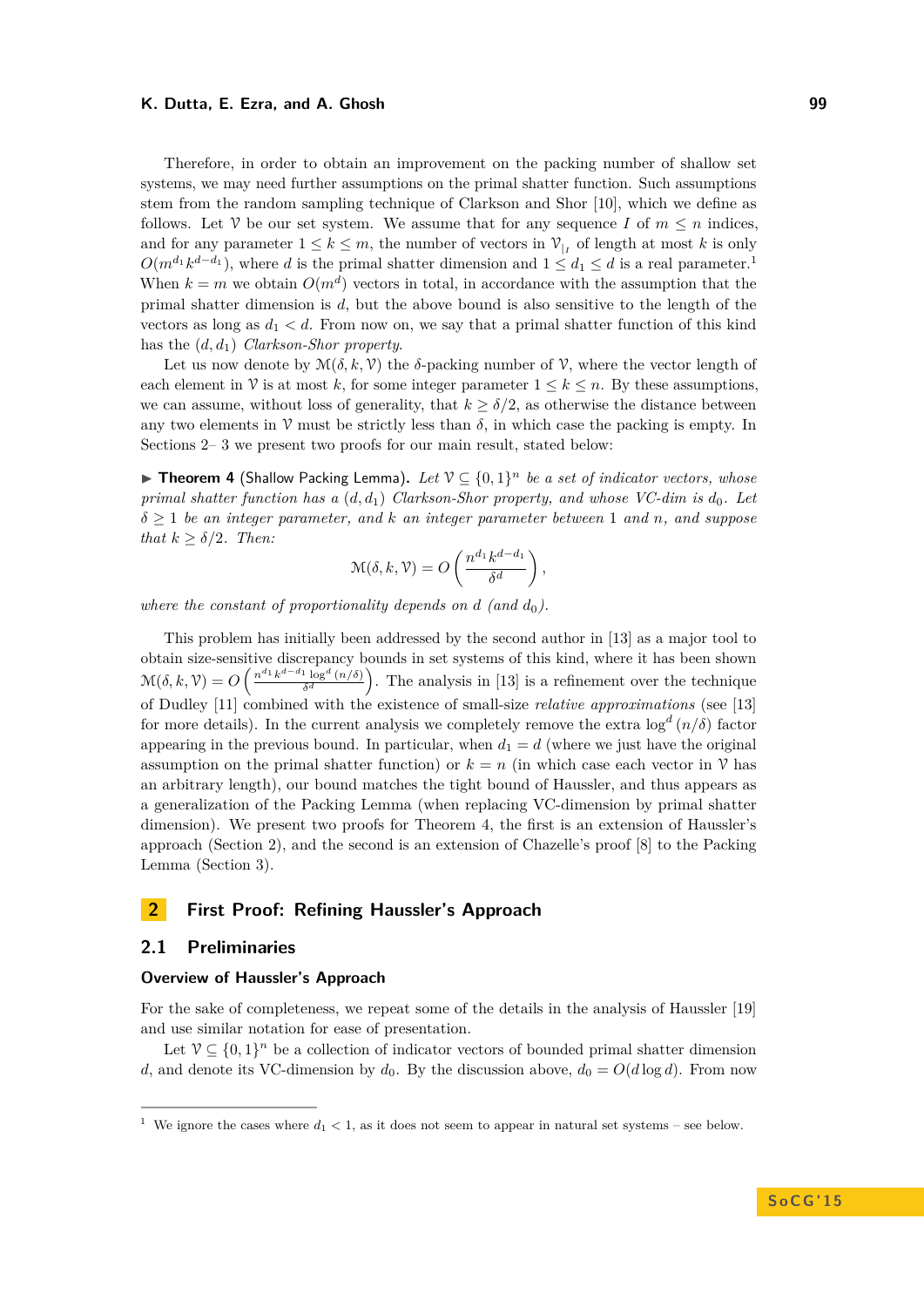Therefore, in order to obtain an improvement on the packing number of shallow set systems, we may need further assumptions on the primal shatter function. Such assumptions stem from the random sampling technique of Clarkson and Shor [10], which we define as follows. Let $\mathcal{V}$ be our set system. We assume that for any sequence $I$ of $m \le n$ indices, and for any parameter $1 \le k \le m$, the number of vectors in $\mathcal{V}_{|_I}$ of length at most $k$ is only $O(m^{d_1} k^{d-d_1})$, where $d$ is the primal shatter dimension and $1 \le d_1 \le d$ is a real parameter.[1] When $k = m$ we obtain $O(m^d)$ vectors in total, in accordance with the assumption that the primal shatter dimension is $d$, but the above bound is also sensitive to the length of the vectors as long as $d_1 < d$. From now on, we say that a primal shatter function of this kind has the $(d, d_1)$ *Clarkson-Shor property*.

Let us now denote by $\mathcal{M}(\delta, k, \mathcal{V})$ the $\delta$-packing number of $\mathcal{V}$, where the vector length of each element in $\mathcal{V}$ is at most $k$, for some integer parameter $1 \le k \le n$. By these assumptions, we can assume, without loss of generality, that $k \ge \delta/2$, as otherwise the distance between any two elements in $\mathcal{V}$ must be strictly less than $\delta$, in which case the packing is empty. In Sections 2– 3 we present two proofs for our main result, stated below:

▶ **Theorem 4** (Shallow Packing Lemma). *Let $\mathcal{V} \subseteq \{0,1\}^n$ be a set of indicator vectors, whose primal shatter function has a $(d, d_1)$ Clarkson-Shor property, and whose VC-dim is $d_0$. Let $\delta \ge 1$ be an integer parameter, and $k$ an integer parameter between $1$ and $n$, and suppose that $k \ge \delta/2$. Then:*

$$\mathcal{M}(\delta, k, \mathcal{V}) = O\left(\frac{n^{d_1} k^{d-d_1}}{\delta^d}\right),$$

*where the constant of proportionality depends on $d$ (and $d_0$).*

This problem has initially been addressed by the second author in [13] as a major tool to obtain size-sensitive discrepancy bounds in set systems of this kind, where it has been shown $\mathcal{M}(\delta, k, \mathcal{V}) = O\left(\frac{n^{d_1} k^{d-d_1} \log^d (n/\delta)}{\delta^d}\right)$. The analysis in [13] is a refinement over the technique of Dudley [11] combined with the existence of small-size *relative approximations* (see [13] for more details). In the current analysis we completely remove the extra $\log^d (n/\delta)$ factor appearing in the previous bound. In particular, when $d_1 = d$ (where we just have the original assumption on the primal shatter function) or $k = n$ (in which case each vector in $\mathcal{V}$ has an arbitrary length), our bound matches the tight bound of Haussler, and thus appears as a generalization of the Packing Lemma (when replacing VC-dimension by primal shatter dimension). We present two proofs for Theorem 4, the first is an extension of Haussler's approach (Section 2), and the second is an extension of Chazelle's proof [8] to the Packing Lemma (Section 3).

# 2 First Proof: Refining Haussler's Approach

## 2.1 Preliminaries

### Overview of Haussler's Approach

For the sake of completeness, we repeat some of the details in the analysis of Haussler [19] and use similar notation for ease of presentation.

Let $\mathcal{V} \subseteq \{0,1\}^n$ be a collection of indicator vectors of bounded primal shatter dimension $d$, and denote its VC-dimension by $d_0$. By the discussion above, $d_0 = O(d \log d)$. From now

[1] We ignore the cases where $d_1 < 1$, as it does not seem to appear in natural set systems – see below.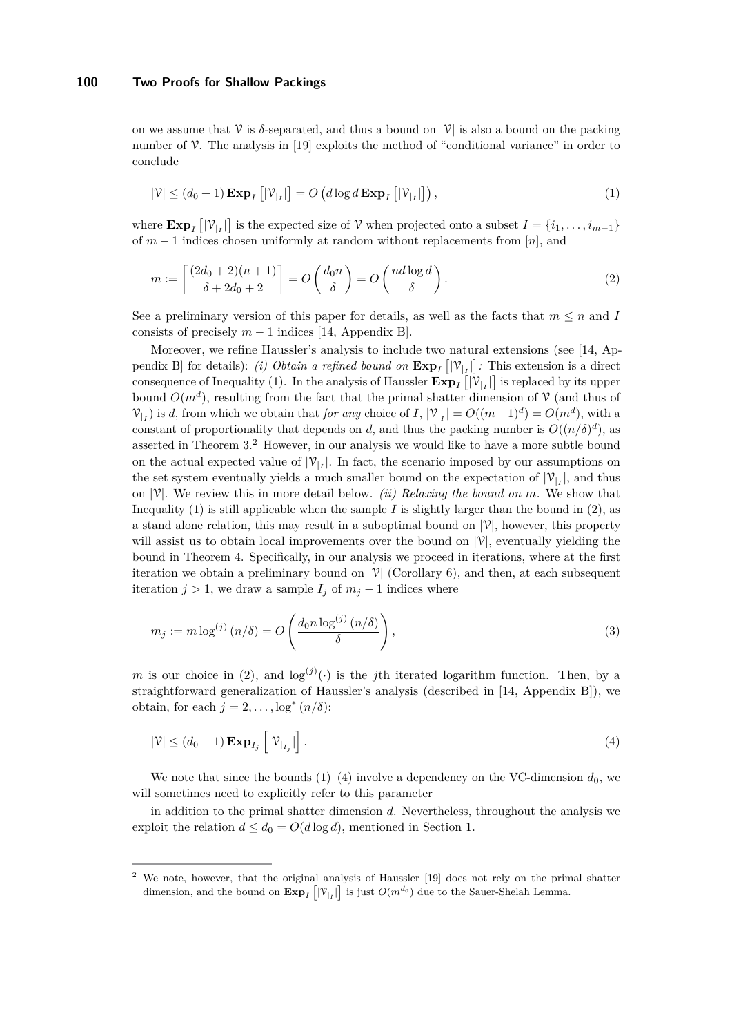on we assume that $\mathcal{V}$ is $\delta$-separated, and thus a bound on $|\mathcal{V}|$ is also a bound on the packing number of $\mathcal{V}$. The analysis in [19] exploits the method of "conditional variance" in order to conclude

$$|\mathcal{V}| \le (d_0 + 1)\, \mathbf{Exp}_I \left[ |\mathcal{V}_{|_I}| \right] = O\left( d \log d \, \mathbf{Exp}_I \left[ |\mathcal{V}_{|_I}| \right] \right), \tag{1}$$

where $\mathbf{Exp}_I \left[ |\mathcal{V}_{|_I}| \right]$ is the expected size of $\mathcal{V}$ when projected onto a subset $I = \{i_1, \ldots, i_{m-1}\}$ of $m - 1$ indices chosen uniformly at random without replacements from $[n]$, and

$$m := \left\lceil \frac{(2d_0 + 2)(n + 1)}{\delta + 2d_0 + 2} \right\rceil = O\left( \frac{d_0 n}{\delta} \right) = O\left( \frac{n d \log d}{\delta} \right). \tag{2}$$

See a preliminary version of this paper for details, as well as the facts that $m \le n$ and $I$ consists of precisely $m - 1$ indices [14, Appendix B].

Moreover, we refine Haussler's analysis to include two natural extensions (see [14, Appendix B] for details): *(i) Obtain a refined bound on* $\mathbf{Exp}_I \left[ |\mathcal{V}_{|_I}| \right]$*:* This extension is a direct consequence of Inequality (1). In the analysis of Haussler $\mathbf{Exp}_I \left[ |\mathcal{V}_{|_I}| \right]$ is replaced by its upper bound $O(m^d)$, resulting from the fact that the primal shatter dimension of $\mathcal{V}$ (and thus of $\mathcal{V}_{|_I}$) is $d$, from which we obtain that *for any* choice of $I$, $|\mathcal{V}_{|_I}| = O((m-1)^d) = O(m^d)$, with a constant of proportionality that depends on $d$, and thus the packing number is $O((n/\delta)^d)$, as asserted in Theorem 3.[2] However, in our analysis we would like to have a more subtle bound on the actual expected value of $|\mathcal{V}_{|_I}|$. In fact, the scenario imposed by our assumptions on the set system eventually yields a much smaller bound on the expectation of $|\mathcal{V}_{|_I}|$, and thus on $|\mathcal{V}|$. We review this in more detail below. *(ii) Relaxing the bound on* $m$*.* We show that Inequality (1) is still applicable when the sample $I$ is slightly larger than the bound in (2), as a stand alone relation, this may result in a suboptimal bound on $|\mathcal{V}|$, however, this property will assist us to obtain local improvements over the bound on $|\mathcal{V}|$, eventually yielding the bound in Theorem 4. Specifically, in our analysis we proceed in iterations, where at the first iteration we obtain a preliminary bound on $|\mathcal{V}|$ (Corollary 6), and then, at each subsequent iteration $j > 1$, we draw a sample $I_j$ of $m_j - 1$ indices where

$$m_j := m \log^{(j)}(n/\delta) = O\left( \frac{d_0 n \log^{(j)}(n/\delta)}{\delta} \right), \tag{3}$$

$m$ is our choice in (2), and $\log^{(j)}(\cdot)$ is the $j$th iterated logarithm function. Then, by a straightforward generalization of Haussler's analysis (described in [14, Appendix B]), we obtain, for each $j = 2, \ldots, \log^*(n/\delta)$:

$$|\mathcal{V}| \le (d_0 + 1)\, \mathbf{Exp}_{I_j} \left[ |\mathcal{V}_{|_{I_j}}| \right]. \tag{4}$$

We note that since the bounds (1)–(4) involve a dependency on the VC-dimension $d_0$, we will sometimes need to explicitly refer to this parameter

in addition to the primal shatter dimension $d$. Nevertheless, throughout the analysis we exploit the relation $d \le d_0 = O(d \log d)$, mentioned in Section 1.

---

[2] We note, however, that the original analysis of Haussler [19] does not rely on the primal shatter dimension, and the bound on $\mathbf{Exp}_I \left[ |\mathcal{V}_{|_I}| \right]$ is just $O(m^{d_0})$ due to the Sauer-Shelah Lemma.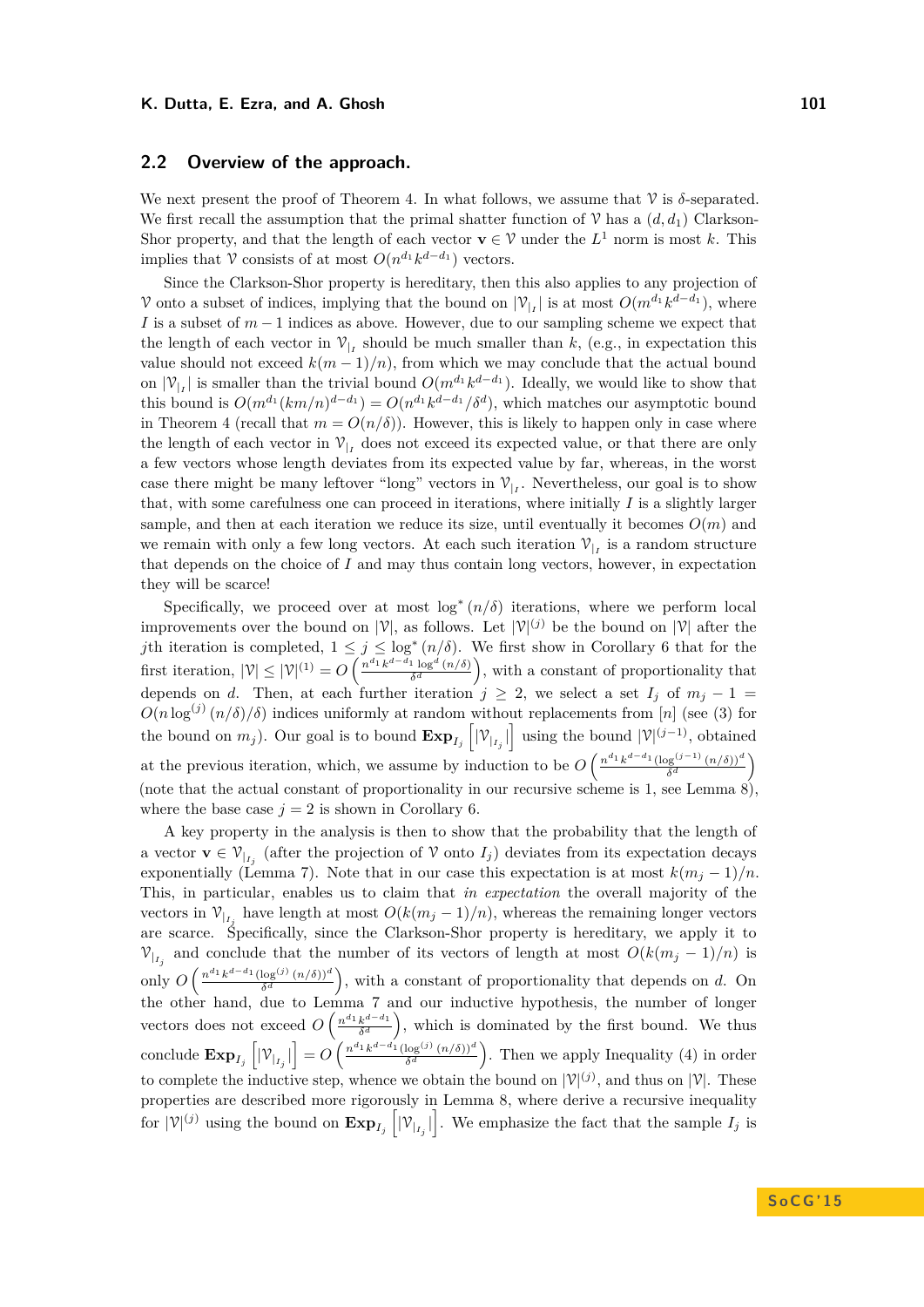## 2.2 Overview of the approach.

We next present the proof of Theorem 4. In what follows, we assume that $\mathcal{V}$ is $\delta$-separated. We first recall the assumption that the primal shatter function of $\mathcal{V}$ has a $(d, d_1)$ Clarkson-Shor property, and that the length of each vector $\mathbf{v} \in \mathcal{V}$ under the $L^1$ norm is most $k$. This implies that $\mathcal{V}$ consists of at most $O(n^{d_1} k^{d-d_1})$ vectors.

Since the Clarkson-Shor property is hereditary, then this also applies to any projection of $\mathcal{V}$ onto a subset of indices, implying that the bound on $|\mathcal{V}_{|_I}|$ is at most $O(m^{d_1} k^{d-d_1})$, where $I$ is a subset of $m-1$ indices as above. However, due to our sampling scheme we expect that the length of each vector in $\mathcal{V}_{|_I}$ should be much smaller than $k$, (e.g., in expectation this value should not exceed $k(m-1)/n$), from which we may conclude that the actual bound on $|\mathcal{V}_{|_I}|$ is smaller than the trivial bound $O(m^{d_1} k^{d-d_1})$. Ideally, we would like to show that this bound is $O(m^{d_1} (km/n)^{d-d_1}) = O(n^{d_1} k^{d-d_1}/\delta^d)$, which matches our asymptotic bound in Theorem 4 (recall that $m = O(n/\delta)$). However, this is likely to happen only in case where the length of each vector in $\mathcal{V}_{|_I}$ does not exceed its expected value, or that there are only a few vectors whose length deviates from its expected value by far, whereas, in the worst case there might be many leftover "long" vectors in $\mathcal{V}_{|_I}$. Nevertheless, our goal is to show that, with some carefulness one can proceed in iterations, where initially $I$ is a slightly larger sample, and then at each iteration we reduce its size, until eventually it becomes $O(m)$ and we remain with only a few long vectors. At each such iteration $\mathcal{V}_{|_I}$ is a random structure that depends on the choice of $I$ and may thus contain long vectors, however, in expectation they will be scarce!

Specifically, we proceed over at most $\log^*(n/\delta)$ iterations, where we perform local improvements over the bound on $|\mathcal{V}|$, as follows. Let $|\mathcal{V}|^{(j)}$ be the bound on $|\mathcal{V}|$ after the $j$th iteration is completed, $1 \le j \le \log^*(n/\delta)$. We first show in Corollary 6 that for the first iteration, $|\mathcal{V}| \le |\mathcal{V}|^{(1)} = O\left(\frac{n^{d_1} k^{d-d_1} \log^d(n/\delta)}{\delta^d}\right)$, with a constant of proportionality that depends on $d$. Then, at each further iteration $j \ge 2$, we select a set $I_j$ of $m_j - 1 = O(n \log^{(j)}(n/\delta)/\delta)$ indices uniformly at random without replacements from $[n]$ (see (3) for the bound on $m_j$). Our goal is to bound $\mathbf{Exp}_{I_j}\left[|\mathcal{V}_{|_{I_j}}|\right]$ using the bound $|\mathcal{V}|^{(j-1)}$, obtained at the previous iteration, which we assume by induction to be $O\left(\frac{n^{d_1} k^{d-d_1} (\log^{(j-1)}(n/\delta))^d}{\delta^d}\right)$ (note that the actual constant of proportionality in our recursive scheme is 1, see Lemma 8), where the base case $j = 2$ is shown in Corollary 6.

A key property in the analysis is then to show that the probability that the length of a vector $\mathbf{v} \in \mathcal{V}_{|_{I_j}}$ (after the projection of $\mathcal{V}$ onto $I_j$) deviates from its expectation decays exponentially (Lemma 7). Note that in our case this expectation is at most $k(m_j - 1)/n$. This, in particular, enables us to claim that *in expectation* the overall majority of the vectors in $\mathcal{V}_{|_{I_j}}$ have length at most $O(k(m_j - 1)/n)$, whereas the remaining longer vectors are scarce. Specifically, since the Clarkson-Shor property is hereditary, we apply it to $\mathcal{V}_{|_{I_j}}$ and conclude that the number of its vectors of length at most $O(k(m_j - 1)/n)$ is only $O\left(\frac{n^{d_1} k^{d-d_1} (\log^{(j)}(n/\delta))^d}{\delta^d}\right)$, with a constant of proportionality that depends on $d$. On the other hand, due to Lemma 7 and our inductive hypothesis, the number of longer vectors does not exceed $O\left(\frac{n^{d_1} k^{d-d_1}}{\delta^d}\right)$, which is dominated by the first bound. We thus conclude $\mathbf{Exp}_{I_j}\left[|\mathcal{V}_{|_{I_j}}|\right] = O\left(\frac{n^{d_1} k^{d-d_1} (\log^{(j)}(n/\delta))^d}{\delta^d}\right)$. Then we apply Inequality (4) in order to complete the inductive step, whence we obtain the bound on $|\mathcal{V}|^{(j)}$, and thus on $|\mathcal{V}|$. These properties are described more rigorously in Lemma 8, where derive a recursive inequality for $|\mathcal{V}|^{(j)}$ using the bound on $\mathbf{Exp}_{I_j}\left[|\mathcal{V}_{|_{I_j}}|\right]$. We emphasize the fact that the sample $I_j$ is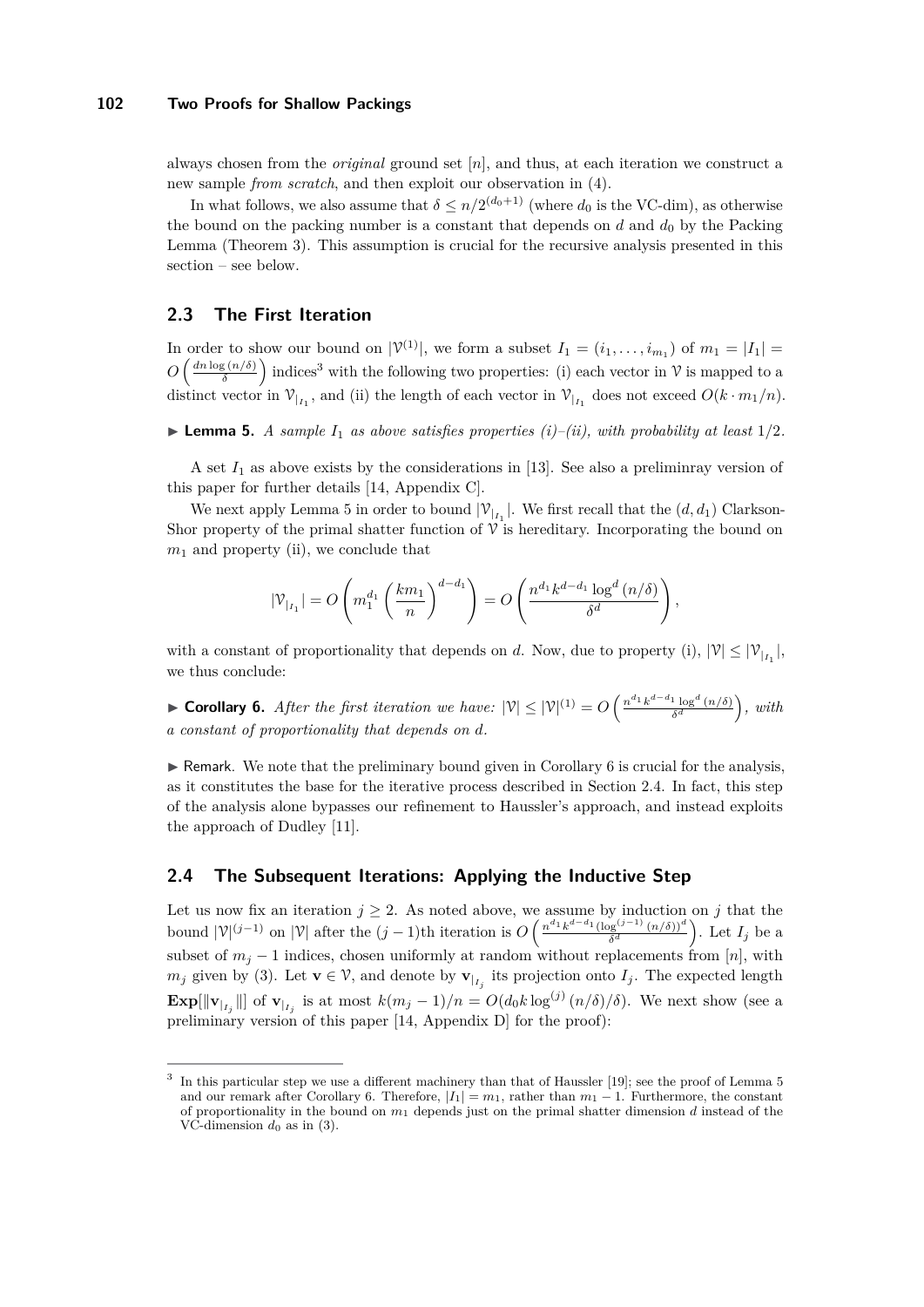always chosen from the *original* ground set $[n]$, and thus, at each iteration we construct a new sample *from scratch*, and then exploit our observation in (4).

In what follows, we also assume that $\delta \le n/2^{(d_0+1)}$ (where $d_0$ is the VC-dim), as otherwise the bound on the packing number is a constant that depends on $d$ and $d_0$ by the Packing Lemma (Theorem 3). This assumption is crucial for the recursive analysis presented in this section – see below.

## 2.3 The First Iteration

In order to show our bound on $|\mathcal{V}^{(1)}|$, we form a subset $I_1 = (i_1, \ldots, i_{m_1})$ of $m_1 = |I_1| = O\left(\frac{dn \log{(n/\delta)}}{\delta}\right)$ indices[3] with the following two properties: (i) each vector in $\mathcal{V}$ is mapped to a distinct vector in $\mathcal{V}_{|_{I_1}}$, and (ii) the length of each vector in $\mathcal{V}_{|_{I_1}}$ does not exceed $O(k \cdot m_1/n)$.

▶ **Lemma 5.** *A sample $I_1$ as above satisfies properties (i)–(ii), with probability at least $1/2$.*

A set $I_1$ as above exists by the considerations in [13]. See also a preliminray version of this paper for further details [14, Appendix C].

We next apply Lemma 5 in order to bound $|\mathcal{V}_{|_{I_1}}|$. We first recall that the $(d, d_1)$ Clarkson-Shor property of the primal shatter function of $\mathcal{V}$ is hereditary. Incorporating the bound on $m_1$ and property (ii), we conclude that

$$|\mathcal{V}_{|_{I_1}}| = O\left(m_1^{d_1}\left(\frac{km_1}{n}\right)^{d-d_1}\right) = O\left(\frac{n^{d_1}k^{d-d_1}\log^d{(n/\delta)}}{\delta^d}\right),$$

with a constant of proportionality that depends on $d$. Now, due to property (i), $|\mathcal{V}| \le |\mathcal{V}_{|_{I_1}}|$, we thus conclude:

▶ **Corollary 6.** *After the first iteration we have: $|\mathcal{V}| \le |\mathcal{V}|^{(1)} = O\left(\frac{n^{d_1}k^{d-d_1}\log^d{(n/\delta)}}{\delta^d}\right)$, with a constant of proportionality that depends on $d$.*

▶ Remark. We note that the preliminary bound given in Corollary 6 is crucial for the analysis, as it constitutes the base for the iterative process described in Section 2.4. In fact, this step of the analysis alone bypasses our refinement to Haussler's approach, and instead exploits the approach of Dudley [11].

## 2.4 The Subsequent Iterations: Applying the Inductive Step

Let us now fix an iteration $j \ge 2$. As noted above, we assume by induction on $j$ that the bound $|\mathcal{V}|^{(j-1)}$ on $|\mathcal{V}|$ after the $(j-1)$th iteration is $O\left(\frac{n^{d_1}k^{d-d_1}(\log^{(j-1)}{(n/\delta)})^d}{\delta^d}\right)$. Let $I_j$ be a subset of $m_j - 1$ indices, chosen uniformly at random without replacements from $[n]$, with $m_j$ given by (3). Let $\mathbf{v} \in \mathcal{V}$, and denote by $\mathbf{v}_{|_{I_j}}$ its projection onto $I_j$. The expected length $\mathbf{Exp}[\|\mathbf{v}_{|_{I_j}}\|]$ of $\mathbf{v}_{|_{I_j}}$ is at most $k(m_j-1)/n = O(d_0 k \log^{(j)}{(n/\delta)}/\delta)$. We next show (see a preliminary version of this paper [14, Appendix D] for the proof):

[3] In this particular step we use a different machinery than that of Haussler [19]; see the proof of Lemma 5 and our remark after Corollary 6. Therefore, $|I_1| = m_1$, rather than $m_1 - 1$. Furthermore, the constant of proportionality in the bound on $m_1$ depends just on the primal shatter dimension $d$ instead of the VC-dimension $d_0$ as in (3).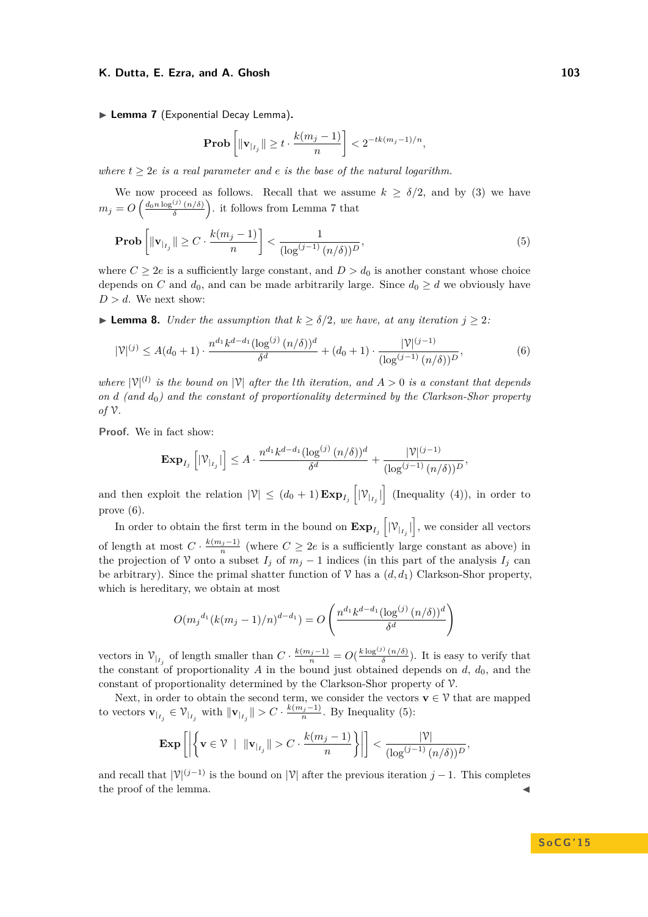▶ **Lemma 7** (Exponential Decay Lemma)**.**

$$\mathbf{Prob}\left[\|\mathbf{v}_{|_{I_j}}\| \geq t \cdot \frac{k(m_j-1)}{n}\right] < 2^{-tk(m_j-1)/n},$$

*where $t \geq 2e$ is a real parameter and $e$ is the base of the natural logarithm.*

We now proceed as follows. Recall that we assume $k \geq \delta/2$, and by (3) we have $m_j = O\left(\frac{d_0 n \log^{(j)}(n/\delta)}{\delta}\right)$. it follows from Lemma 7 that

$$\mathbf{Prob}\left[\|\mathbf{v}_{|_{I_j}}\| \geq C \cdot \frac{k(m_j-1)}{n}\right] < \frac{1}{(\log^{(j-1)}(n/\delta))^D}, \tag{5}$$

where $C \geq 2e$ is a sufficiently large constant, and $D > d_0$ is another constant whose choice depends on $C$ and $d_0$, and can be made arbitrarily large. Since $d_0 \geq d$ we obviously have $D > d$. We next show:

▶ **Lemma 8.** *Under the assumption that $k \geq \delta/2$, we have, at any iteration $j \geq 2$:*

$$|\mathcal{V}|^{(j)} \leq A(d_0+1) \cdot \frac{n^{d_1} k^{d-d_1} (\log^{(j)}(n/\delta))^d}{\delta^d} + (d_0+1) \cdot \frac{|\mathcal{V}|^{(j-1)}}{(\log^{(j-1)}(n/\delta))^D}, \tag{6}$$

*where $|\mathcal{V}|^{(l)}$ is the bound on $|\mathcal{V}|$ after the $l$th iteration, and $A > 0$ is a constant that depends on $d$ (and $d_0$) and the constant of proportionality determined by the Clarkson-Shor property of $\mathcal{V}$.*

**Proof.** We in fact show:

$$\mathbf{Exp}_{I_j}\left[|\mathcal{V}_{|_{I_j}}|\right] \leq A \cdot \frac{n^{d_1} k^{d-d_1} (\log^{(j)}(n/\delta))^d}{\delta^d} + \frac{|\mathcal{V}|^{(j-1)}}{(\log^{(j-1)}(n/\delta))^D},$$

and then exploit the relation $|\mathcal{V}| \leq (d_0+1)\,\mathbf{Exp}_{I_j}\left[|\mathcal{V}_{|_{I_j}}|\right]$ (Inequality (4)), in order to prove (6).

In order to obtain the first term in the bound on $\mathbf{Exp}_{I_j}\left[|\mathcal{V}_{|_{I_j}}|\right]$, we consider all vectors of length at most $C \cdot \frac{k(m_j-1)}{n}$ (where $C \geq 2e$ is a sufficiently large constant as above) in the projection of $\mathcal{V}$ onto a subset $I_j$ of $m_j - 1$ indices (in this part of the analysis $I_j$ can be arbitrary). Since the primal shatter function of $\mathcal{V}$ has a $(d, d_1)$ Clarkson-Shor property, which is hereditary, we obtain at most

$$O({m_j}^{d_1} (k(m_j-1)/n)^{d-d_1}) = O\left(\frac{n^{d_1} k^{d-d_1} (\log^{(j)}(n/\delta))^d}{\delta^d}\right)$$

vectors in $\mathcal{V}_{|_{I_j}}$ of length smaller than $C \cdot \frac{k(m_j-1)}{n} = O(\frac{k \log^{(j)}(n/\delta)}{\delta})$. It is easy to verify that the constant of proportionality $A$ in the bound just obtained depends on $d$, $d_0$, and the constant of proportionality determined by the Clarkson-Shor property of $\mathcal{V}$.

Next, in order to obtain the second term, we consider the vectors $\mathbf{v} \in \mathcal{V}$ that are mapped to vectors $\mathbf{v}_{|_{I_j}} \in \mathcal{V}_{|_{I_j}}$ with $\|\mathbf{v}_{|_{I_j}}\| > C \cdot \frac{k(m_j-1)}{n}$. By Inequality (5):

$$\mathbf{Exp}\left[\left|\left\{\mathbf{v} \in \mathcal{V} \;\middle|\; \|\mathbf{v}_{|_{I_j}}\| > C \cdot \frac{k(m_j-1)}{n}\right\}\right|\right] < \frac{|\mathcal{V}|}{(\log^{(j-1)}(n/\delta))^D},$$

and recall that $|\mathcal{V}|^{(j-1)}$ is the bound on $|\mathcal{V}|$ after the previous iteration $j-1$. This completes the proof of the lemma. ◀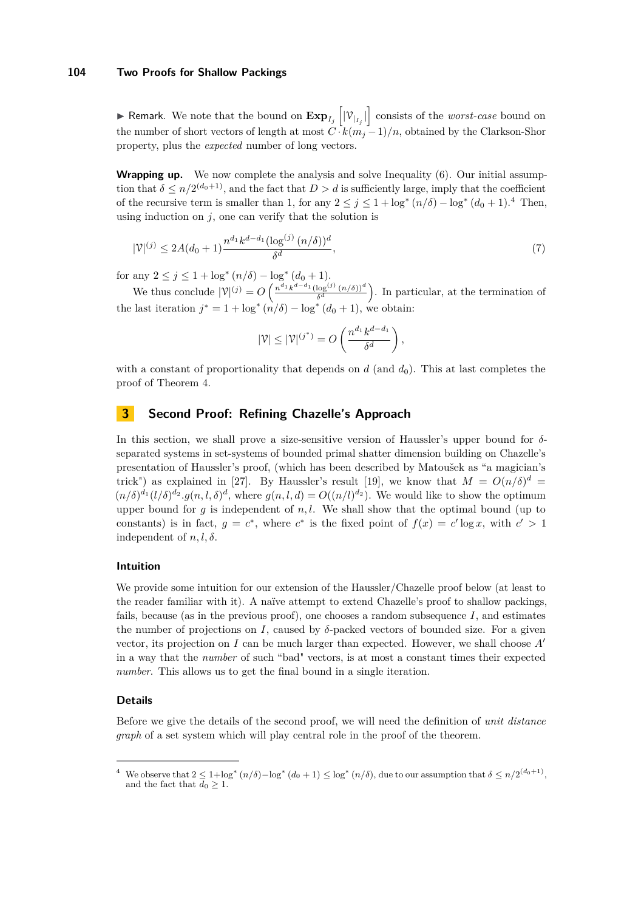▶ Remark. We note that the bound on $\mathbf{Exp}_{I_j}\left[|\mathcal{V}_{|_{I_j}}|\right]$ consists of the *worst-case* bound on the number of short vectors of length at most $C \cdot k(m_j - 1)/n$, obtained by the Clarkson-Shor property, plus the *expected* number of long vectors.

**Wrapping up.** We now complete the analysis and solve Inequality (6). Our initial assumption that $\delta \le n/2^{(d_0+1)}$, and the fact that $D > d$ is sufficiently large, imply that the coefficient of the recursive term is smaller than 1, for any $2 \le j \le 1 + \log^*(n/\delta) - \log^*(d_0+1)$.[4] Then, using induction on $j$, one can verify that the solution is

$$|\mathcal{V}|^{(j)} \le 2A(d_0+1)\frac{n^{d_1}k^{d-d_1}(\log^{(j)}(n/\delta))^d}{\delta^d}, \tag{7}$$

for any $2 \le j \le 1 + \log^*(n/\delta) - \log^*(d_0+1)$.

We thus conclude $|\mathcal{V}|^{(j)} = O\left(\frac{n^{d_1}k^{d-d_1}(\log^{(j)}(n/\delta))^d}{\delta^d}\right)$. In particular, at the termination of the last iteration $j^* = 1 + \log^*(n/\delta) - \log^*(d_0+1)$, we obtain:

$$|\mathcal{V}| \le |\mathcal{V}|^{(j^*)} = O\left(\frac{n^{d_1}k^{d-d_1}}{\delta^d}\right),$$

with a constant of proportionality that depends on $d$ (and $d_0$). This at last completes the proof of Theorem 4.

## 3 Second Proof: Refining Chazelle's Approach

In this section, we shall prove a size-sensitive version of Haussler's upper bound for $\delta$-separated systems in set-systems of bounded primal shatter dimension building on Chazelle's presentation of Haussler's proof, (which has been described by Matoušek as "a magician's trick") as explained in [27]. By Haussler's result [19], we know that $M = O(n/\delta)^d = (n/\delta)^{d_1}(l/\delta)^{d_2}.g(n,l,\delta)^d$, where $g(n,l,d) = O((n/l)^{d_2})$. We would like to show the optimum upper bound for $g$ is independent of $n, l$. We shall show that the optimal bound (up to constants) is in fact, $g = c^*$, where $c^*$ is the fixed point of $f(x) = c' \log x$, with $c' > 1$ independent of $n, l, \delta$.

### Intuition

We provide some intuition for our extension of the Haussler/Chazelle proof below (at least to the reader familiar with it). A naïve attempt to extend Chazelle's proof to shallow packings, fails, because (as in the previous proof), one chooses a random subsequence $I$, and estimates the number of projections on $I$, caused by $\delta$-packed vectors of bounded size. For a given vector, its projection on $I$ can be much larger than expected. However, we shall choose $A'$ in a way that the *number* of such "bad" vectors, is at most a constant times their expected *number*. This allows us to get the final bound in a single iteration.

### Details

Before we give the details of the second proof, we will need the definition of *unit distance graph* of a set system which will play central role in the proof of the theorem.

---

[4] We observe that $2 \le 1+\log^*(n/\delta)-\log^*(d_0+1) \le \log^*(n/\delta)$, due to our assumption that $\delta \le n/2^{(d_0+1)}$, and the fact that $d_0 \ge 1$.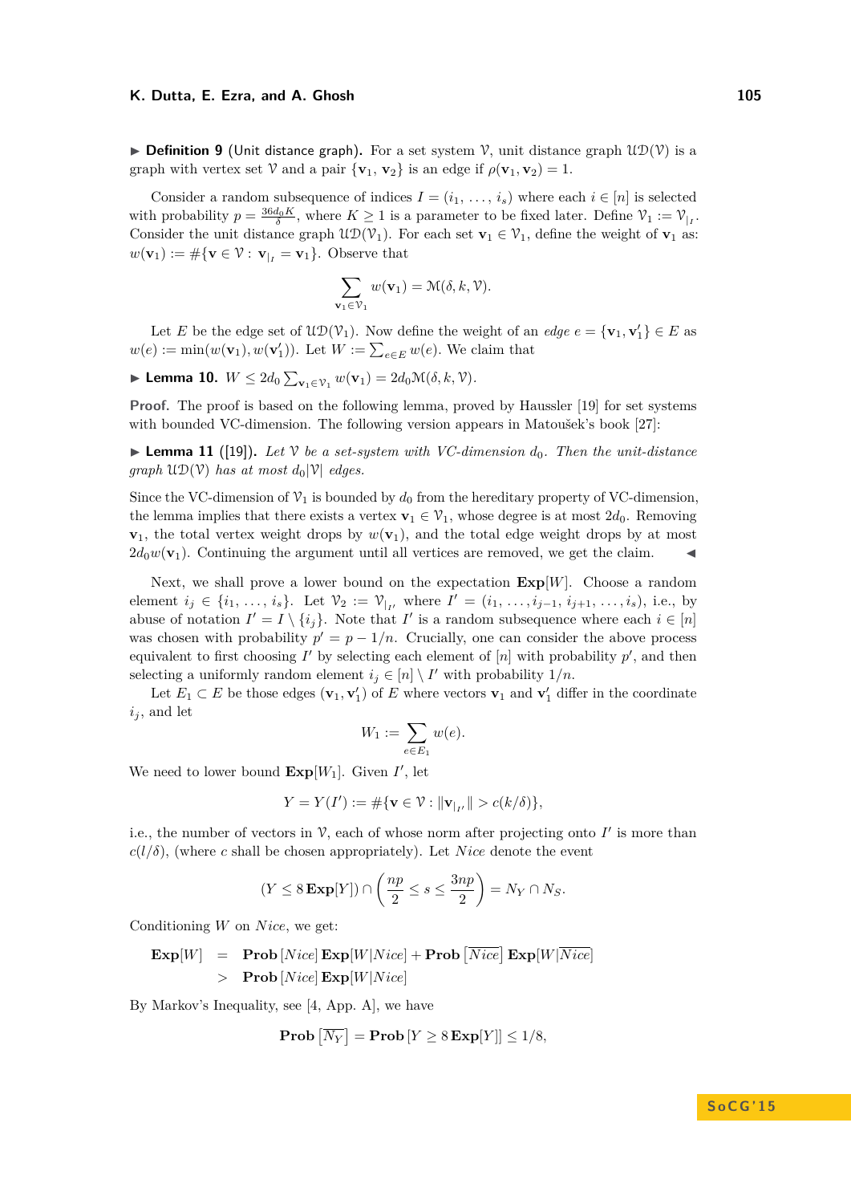▶ **Definition 9** (Unit distance graph). For a set system $\mathcal{V}$, unit distance graph $\mathcal{UD}(\mathcal{V})$ is a graph with vertex set $\mathcal{V}$ and a pair $\{\mathbf{v}_1, \mathbf{v}_2\}$ is an edge if $\rho(\mathbf{v}_1, \mathbf{v}_2) = 1$.

Consider a random subsequence of indices $I = (i_1, \ldots, i_s)$ where each $i \in [n]$ is selected with probability $p = \frac{36 d_0 K}{\delta}$, where $K \geq 1$ is a parameter to be fixed later. Define $\mathcal{V}_1 := \mathcal{V}_{|_I}$. Consider the unit distance graph $\mathcal{UD}(\mathcal{V}_1)$. For each set $\mathbf{v}_1 \in \mathcal{V}_1$, define the weight of $\mathbf{v}_1$ as: $w(\mathbf{v}_1) := \#\{\mathbf{v} \in \mathcal{V} : \mathbf{v}_{|_I} = \mathbf{v}_1\}$. Observe that

$$\sum_{\mathbf{v}_1 \in \mathcal{V}_1} w(\mathbf{v}_1) = \mathcal{M}(\delta, k, \mathcal{V}).$$

Let $E$ be the edge set of $\mathcal{UD}(\mathcal{V}_1)$. Now define the weight of an *edge* $e = \{\mathbf{v}_1, \mathbf{v}_1'\} \in E$ as $w(e) := \min(w(\mathbf{v}_1), w(\mathbf{v}_1'))$. Let $W := \sum_{e \in E} w(e)$. We claim that

▶ **Lemma 10.** $W \leq 2d_0 \sum_{\mathbf{v}_1 \in \mathcal{V}_1} w(\mathbf{v}_1) = 2d_0 \mathcal{M}(\delta, k, \mathcal{V})$.

**Proof.** The proof is based on the following lemma, proved by Haussler [19] for set systems with bounded VC-dimension. The following version appears in Matoušek's book [27]:

▶ **Lemma 11** ([19]). *Let $\mathcal{V}$ be a set-system with VC-dimension $d_0$. Then the unit-distance graph $\mathcal{UD}(\mathcal{V})$ has at most $d_0|\mathcal{V}|$ edges.*

Since the VC-dimension of $\mathcal{V}_1$ is bounded by $d_0$ from the hereditary property of VC-dimension, the lemma implies that there exists a vertex $\mathbf{v}_1 \in \mathcal{V}_1$, whose degree is at most $2d_0$. Removing $\mathbf{v}_1$, the total vertex weight drops by $w(\mathbf{v}_1)$, and the total edge weight drops by at most $2d_0 w(\mathbf{v}_1)$. Continuing the argument until all vertices are removed, we get the claim. ◀

Next, we shall prove a lower bound on the expectation $\mathbf{Exp}[W]$. Choose a random element $i_j \in \{i_1, \ldots, i_s\}$. Let $\mathcal{V}_2 := \mathcal{V}_{|_{I'}}$ where $I' = (i_1, \ldots, i_{j-1}, i_{j+1}, \ldots, i_s)$, i.e., by abuse of notation $I' = I \setminus \{i_j\}$. Note that $I'$ is a random subsequence where each $i \in [n]$ was chosen with probability $p' = p - 1/n$. Crucially, one can consider the above process equivalent to first choosing $I'$ by selecting each element of $[n]$ with probability $p'$, and then selecting a uniformly random element $i_j \in [n] \setminus I'$ with probability $1/n$.

Let $E_1 \subset E$ be those edges $(\mathbf{v}_1, \mathbf{v}_1')$ of $E$ where vectors $\mathbf{v}_1$ and $\mathbf{v}_1'$ differ in the coordinate $i_j$, and let

$$W_1 := \sum_{e \in E_1} w(e).$$

We need to lower bound $\mathbf{Exp}[W_1]$. Given $I'$, let

$$Y = Y(I') := \#\{\mathbf{v} \in \mathcal{V} : \|\mathbf{v}_{|_{I'}}\| > c(k/\delta)\},$$

i.e., the number of vectors in $\mathcal{V}$, each of whose norm after projecting onto $I'$ is more than $c(l/\delta)$, (where $c$ shall be chosen appropriately). Let *Nice* denote the event

$$(Y \leq 8\,\mathbf{Exp}[Y]) \cap \left(\frac{np}{2} \leq s \leq \frac{3np}{2}\right) = N_Y \cap N_S.$$

Conditioning $W$ on *Nice*, we get:

$$\begin{aligned}
\mathbf{Exp}[W] &= \mathbf{Prob}\,[Nice]\,\mathbf{Exp}[W|Nice] + \mathbf{Prob}\,\left[\overline{Nice}\right]\,\mathbf{Exp}[W|\overline{Nice}] \\
&> \mathbf{Prob}\,[Nice]\,\mathbf{Exp}[W|Nice]
\end{aligned}$$

By Markov's Inequality, see [4, App. A], we have

$$\mathbf{Prob}\left[\overline{N_Y}\right] = \mathbf{Prob}\,[Y \geq 8\,\mathbf{Exp}[Y]] \leq 1/8,$$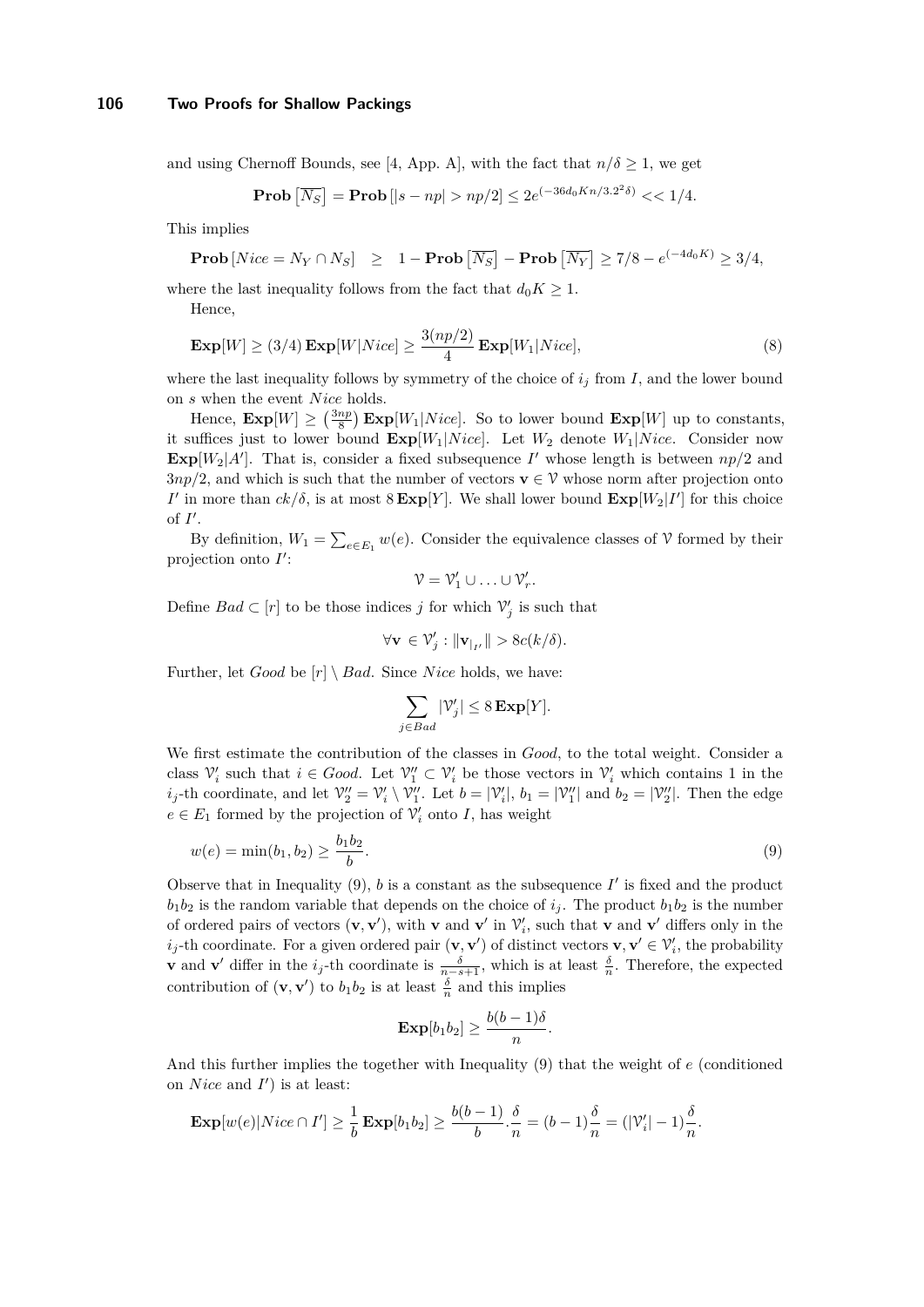and using Chernoff Bounds, see [4, App. A], with the fact that $n/\delta \geq 1$, we get

$$\textbf{Prob}\left[\overline{N_S}\right] = \textbf{Prob}\left[|s - np| > np/2\right] \leq 2e^{(-36d_0Kn/3.2^2\delta)} << 1/4.$$

This implies

$$\textbf{Prob}\left[Nice = N_Y \cap N_S\right] \quad \geq \quad 1 - \textbf{Prob}\left[\overline{N_S}\right] - \textbf{Prob}\left[\overline{N_Y}\right] \geq 7/8 - e^{(-4d_0K)} \geq 3/4,$$

where the last inequality follows from the fact that $d_0K \geq 1$.

Hence,

$$\textbf{Exp}[W] \geq (3/4)\,\textbf{Exp}[W|Nice] \geq \frac{3(np/2)}{4}\,\textbf{Exp}[W_1|Nice], \tag{8}$$

where the last inequality follows by symmetry of the choice of $i_j$ from $I$, and the lower bound on $s$ when the event $Nice$ holds.

Hence, $\textbf{Exp}[W] \geq \left(\frac{3np}{8}\right)\textbf{Exp}[W_1|Nice]$. So to lower bound $\textbf{Exp}[W]$ up to constants, it suffices just to lower bound $\textbf{Exp}[W_1|Nice]$. Let $W_2$ denote $W_1|Nice$. Consider now $\textbf{Exp}[W_2|A']$. That is, consider a fixed subsequence $I'$ whose length is between $np/2$ and $3np/2$, and which is such that the number of vectors $\mathbf{v} \in \mathcal{V}$ whose norm after projection onto $I'$ in more than $ck/\delta$, is at most $8\,\textbf{Exp}[Y]$. We shall lower bound $\textbf{Exp}[W_2|I']$ for this choice of $I'$.

By definition, $W_1 = \sum_{e \in E_1} w(e)$. Consider the equivalence classes of $\mathcal{V}$ formed by their projection onto $I'$:

$$\mathcal{V} = \mathcal{V}_1' \cup \ldots \cup \mathcal{V}_r'.$$

Define $Bad \subset [r]$ to be those indices $j$ for which $\mathcal{V}_j'$ is such that

$$\forall \mathbf{v} \in \mathcal{V}_j' : \|\mathbf{v}_{|_{I'}}\| > 8c(k/\delta).$$

Further, let $Good$ be $[r] \setminus Bad$. Since $Nice$ holds, we have:

$$\sum_{j \in Bad} |\mathcal{V}_j'| \leq 8\,\textbf{Exp}[Y].$$

We first estimate the contribution of the classes in $Good$, to the total weight. Consider a class $\mathcal{V}_i'$ such that $i \in Good$. Let $\mathcal{V}_1'' \subset \mathcal{V}_i'$ be those vectors in $\mathcal{V}_i'$ which contains 1 in the $i_j$-th coordinate, and let $\mathcal{V}_2'' = \mathcal{V}_i' \setminus \mathcal{V}_1''$. Let $b = |\mathcal{V}_i'|$, $b_1 = |\mathcal{V}_1''|$ and $b_2 = |\mathcal{V}_2''|$. Then the edge $e \in E_1$ formed by the projection of $\mathcal{V}_i'$ onto $I$, has weight

$$w(e) = \min(b_1, b_2) \geq \frac{b_1 b_2}{b}. \tag{9}$$

Observe that in Inequality (9), $b$ is a constant as the subsequence $I'$ is fixed and the product $b_1b_2$ is the random variable that depends on the choice of $i_j$. The product $b_1b_2$ is the number of ordered pairs of vectors $(\mathbf{v}, \mathbf{v}')$, with $\mathbf{v}$ and $\mathbf{v}'$ in $\mathcal{V}_i'$, such that $\mathbf{v}$ and $\mathbf{v}'$ differs only in the $i_j$-th coordinate. For a given ordered pair $(\mathbf{v}, \mathbf{v}')$ of distinct vectors $\mathbf{v}, \mathbf{v}' \in \mathcal{V}_i'$, the probability $\mathbf{v}$ and $\mathbf{v}'$ differ in the $i_j$-th coordinate is $\frac{\delta}{n-s+1}$, which is at least $\frac{\delta}{n}$. Therefore, the expected contribution of $(\mathbf{v}, \mathbf{v}')$ to $b_1b_2$ is at least $\frac{\delta}{n}$ and this implies

$$\textbf{Exp}[b_1b_2] \geq \frac{b(b-1)\delta}{n}.$$

And this further implies the together with Inequality (9) that the weight of $e$ (conditioned on $Nice$ and $I'$) is at least:

$$\textbf{Exp}[w(e)|Nice \cap I'] \geq \frac{1}{b}\,\textbf{Exp}[b_1b_2] \geq \frac{b(b-1)}{b}.\frac{\delta}{n} = (b-1)\frac{\delta}{n} = (|\mathcal{V}_i'| - 1)\frac{\delta}{n}.$$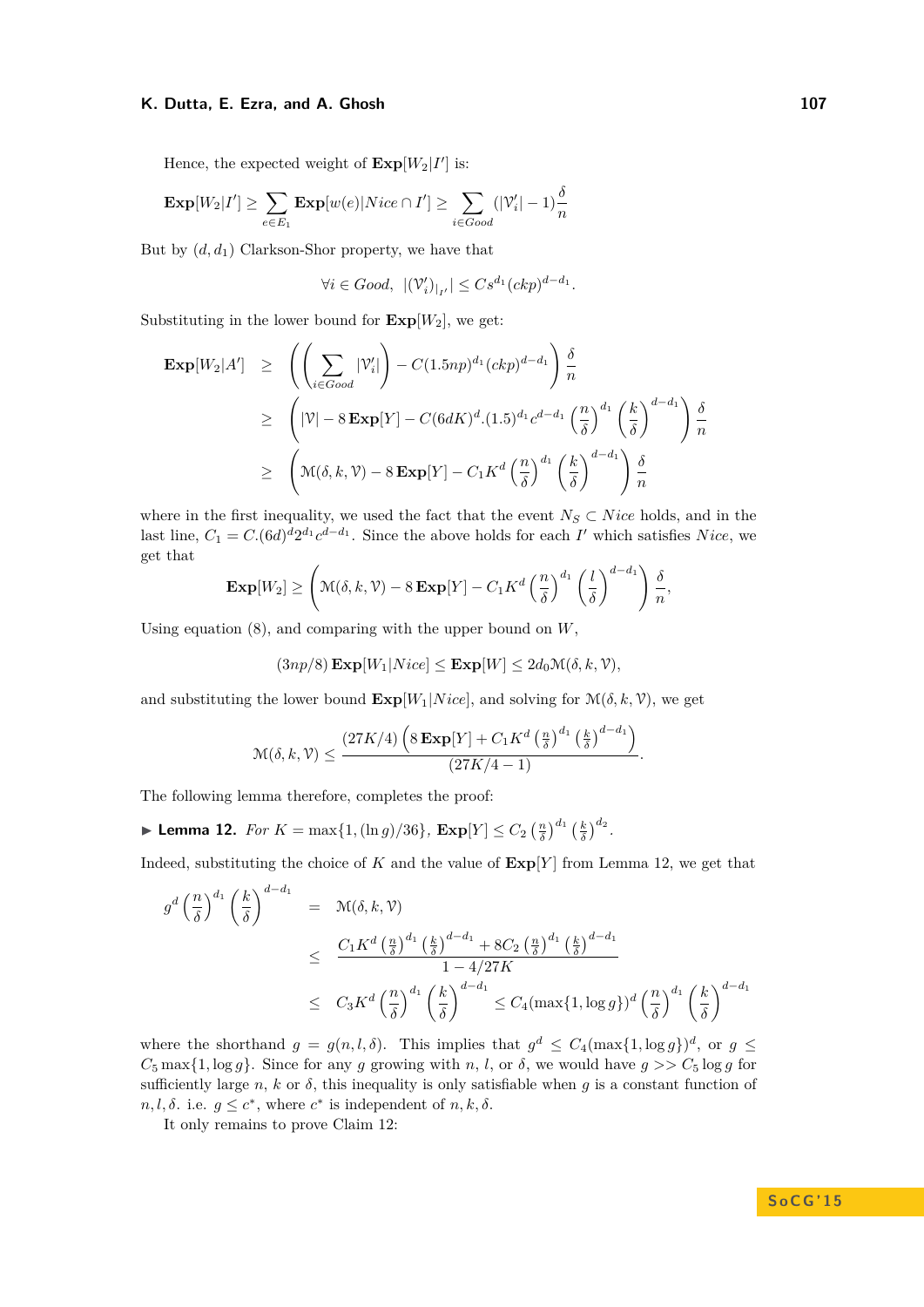Hence, the expected weight of $\mathbf{Exp}[W_2|I']$ is:

$$\mathbf{Exp}[W_2|I'] \geq \sum_{e \in E_1} \mathbf{Exp}[w(e)|Nice \cap I'] \geq \sum_{i \in Good} (|\mathcal{V}_i'| - 1)\frac{\delta}{n}$$

But by $(d, d_1)$ Clarkson-Shor property, we have that

$$\forall i \in Good, \;\; |(\mathcal{V}_i')_{|_{I'}}| \leq Cs^{d_1}(ckp)^{d-d_1}.$$

Substituting in the lower bound for $\mathbf{Exp}[W_2]$, we get:

$$\begin{aligned}
\mathbf{Exp}[W_2|A'] &\geq \left( \left( \sum_{i \in Good} |\mathcal{V}_i'| \right) - C(1.5np)^{d_1}(ckp)^{d-d_1} \right) \frac{\delta}{n} \\
&\geq \left( |\mathcal{V}| - 8\,\mathbf{Exp}[Y] - C(6dK)^d.(1.5)^{d_1} c^{d-d_1} \left(\frac{n}{\delta}\right)^{d_1} \left(\frac{k}{\delta}\right)^{d-d_1} \right) \frac{\delta}{n} \\
&\geq \left( \mathcal{M}(\delta, k, \mathcal{V}) - 8\,\mathbf{Exp}[Y] - C_1 K^d \left(\frac{n}{\delta}\right)^{d_1} \left(\frac{k}{\delta}\right)^{d-d_1} \right) \frac{\delta}{n}
\end{aligned}$$

where in the first inequality, we used the fact that the event $N_S \subset Nice$ holds, and in the last line, $C_1 = C.(6d)^d 2^{d_1} c^{d-d_1}$. Since the above holds for each $I'$ which satisfies $Nice$, we get that

$$\mathbf{Exp}[W_2] \geq \left( \mathcal{M}(\delta, k, \mathcal{V}) - 8\,\mathbf{Exp}[Y] - C_1 K^d \left(\frac{n}{\delta}\right)^{d_1} \left(\frac{l}{\delta}\right)^{d-d_1} \right) \frac{\delta}{n},$$

Using equation (8), and comparing with the upper bound on $W$,

$$(3np/8)\,\mathbf{Exp}[W_1|Nice] \leq \mathbf{Exp}[W] \leq 2d_0\mathcal{M}(\delta, k, \mathcal{V}),$$

and substituting the lower bound $\mathbf{Exp}[W_1|Nice]$, and solving for $\mathcal{M}(\delta, k, \mathcal{V})$, we get

$$\mathcal{M}(\delta, k, \mathcal{V}) \leq \frac{(27K/4)\left(8\,\mathbf{Exp}[Y] + C_1 K^d \left(\frac{n}{\delta}\right)^{d_1} \left(\frac{k}{\delta}\right)^{d-d_1}\right)}{(27K/4 - 1)}.$$

The following lemma therefore, completes the proof:

**Lemma 12.** *For $K = \max\{1, (\ln g)/36\}$, $\mathbf{Exp}[Y] \leq C_2 \left(\frac{n}{\delta}\right)^{d_1} \left(\frac{k}{\delta}\right)^{d_2}$.*

Indeed, substituting the choice of $K$ and the value of $\mathbf{Exp}[Y]$ from Lemma 12, we get that

$$\begin{aligned}
g^d \left(\frac{n}{\delta}\right)^{d_1} \left(\frac{k}{\delta}\right)^{d-d_1} &= \mathcal{M}(\delta, k, \mathcal{V}) \\
&\leq \frac{C_1 K^d \left(\frac{n}{\delta}\right)^{d_1} \left(\frac{k}{\delta}\right)^{d-d_1} + 8C_2 \left(\frac{n}{\delta}\right)^{d_1} \left(\frac{k}{\delta}\right)^{d-d_1}}{1 - 4/27K} \\
&\leq C_3 K^d \left(\frac{n}{\delta}\right)^{d_1} \left(\frac{k}{\delta}\right)^{d-d_1} \leq C_4 (\max\{1, \log g\})^d \left(\frac{n}{\delta}\right)^{d_1} \left(\frac{k}{\delta}\right)^{d-d_1}
\end{aligned}$$

where the shorthand $g = g(n, l, \delta)$. This implies that $g^d \leq C_4(\max\{1, \log g\})^d$, or $g \leq C_5 \max\{1, \log g\}$. Since for any $g$ growing with $n$, $l$, or $\delta$, we would have $g >> C_5 \log g$ for sufficiently large $n$, $k$ or $\delta$, this inequality is only satisfiable when $g$ is a constant function of $n, l, \delta$. i.e. $g \leq c^*$, where $c^*$ is independent of $n, k, \delta$.

It only remains to prove Claim 12: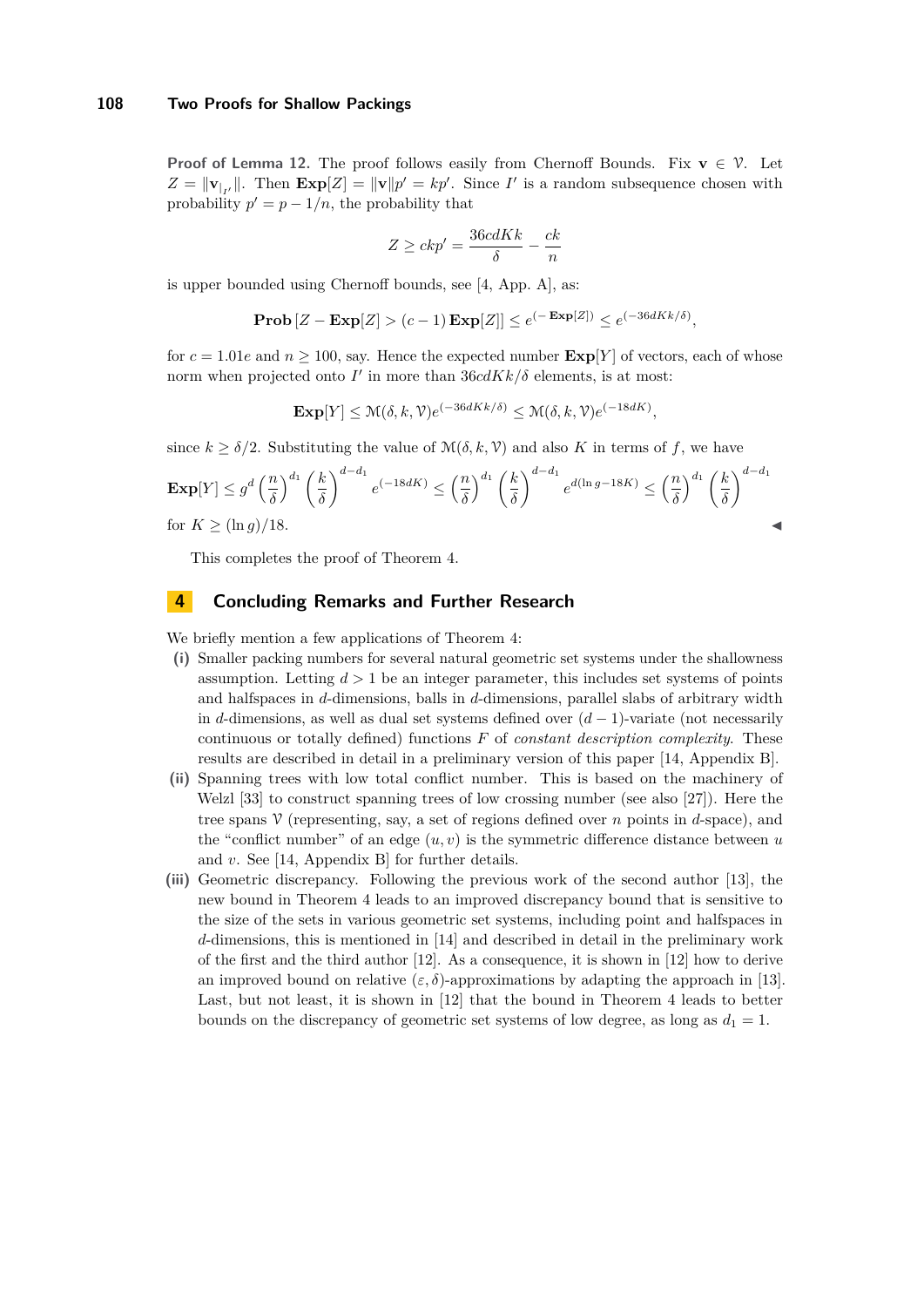**Proof of Lemma 12.** The proof follows easily from Chernoff Bounds. Fix $\mathbf{v} \in \mathcal{V}$. Let $Z = \|\mathbf{v}_{|_{I'}}\|$. Then $\mathbf{Exp}[Z] = \|\mathbf{v}\| p' = kp'$. Since $I'$ is a random subsequence chosen with probability $p' = p - 1/n$, the probability that

$$Z \geq ckp' = \frac{36cdKk}{\delta} - \frac{ck}{n}$$

is upper bounded using Chernoff bounds, see [4, App. A], as:

$$\mathbf{Prob}\left[Z - \mathbf{Exp}[Z] > (c-1)\,\mathbf{Exp}[Z]\right] \leq e^{(-\mathbf{Exp}[Z])} \leq e^{(-36dKk/\delta)},$$

for $c = 1.01e$ and $n \geq 100$, say. Hence the expected number $\mathbf{Exp}[Y]$ of vectors, each of whose norm when projected onto $I'$ in more than $36cdKk/\delta$ elements, is at most:

$$\mathbf{Exp}[Y] \leq \mathcal{M}(\delta, k, \mathcal{V}) e^{(-36dKk/\delta)} \leq \mathcal{M}(\delta, k, \mathcal{V}) e^{(-18dK)},$$

since $k \geq \delta/2$. Substituting the value of $\mathcal{M}(\delta, k, \mathcal{V})$ and also $K$ in terms of $f$, we have

$$\mathbf{Exp}[Y] \leq g^d \left(\frac{n}{\delta}\right)^{d_1} \left(\frac{k}{\delta}\right)^{d-d_1} e^{(-18dK)} \leq \left(\frac{n}{\delta}\right)^{d_1} \left(\frac{k}{\delta}\right)^{d-d_1} e^{d(\ln g - 18K)} \leq \left(\frac{n}{\delta}\right)^{d_1} \left(\frac{k}{\delta}\right)^{d-d_1}$$

for $K \geq (\ln g)/18$. ◀

This completes the proof of Theorem 4.

## 4 Concluding Remarks and Further Research

We briefly mention a few applications of Theorem 4:

**(i)** Smaller packing numbers for several natural geometric set systems under the shallowness assumption. Letting $d > 1$ be an integer parameter, this includes set systems of points and halfspaces in $d$-dimensions, balls in $d$-dimensions, parallel slabs of arbitrary width in $d$-dimensions, as well as dual set systems defined over $(d-1)$-variate (not necessarily continuous or totally defined) functions $F$ of *constant description complexity*. These results are described in detail in a preliminary version of this paper [14, Appendix B].

**(ii)** Spanning trees with low total conflict number. This is based on the machinery of Welzl [33] to construct spanning trees of low crossing number (see also [27]). Here the tree spans $\mathcal{V}$ (representing, say, a set of regions defined over $n$ points in $d$-space), and the "conflict number" of an edge $(u, v)$ is the symmetric difference distance between $u$ and $v$. See [14, Appendix B] for further details.

**(iii)** Geometric discrepancy. Following the previous work of the second author [13], the new bound in Theorem 4 leads to an improved discrepancy bound that is sensitive to the size of the sets in various geometric set systems, including point and halfspaces in $d$-dimensions, this is mentioned in [14] and described in detail in the preliminary work of the first and the third author [12]. As a consequence, it is shown in [12] how to derive an improved bound on relative $(\varepsilon, \delta)$-approximations by adapting the approach in [13]. Last, but not least, it is shown in [12] that the bound in Theorem 4 leads to better bounds on the discrepancy of geometric set systems of low degree, as long as $d_1 = 1$.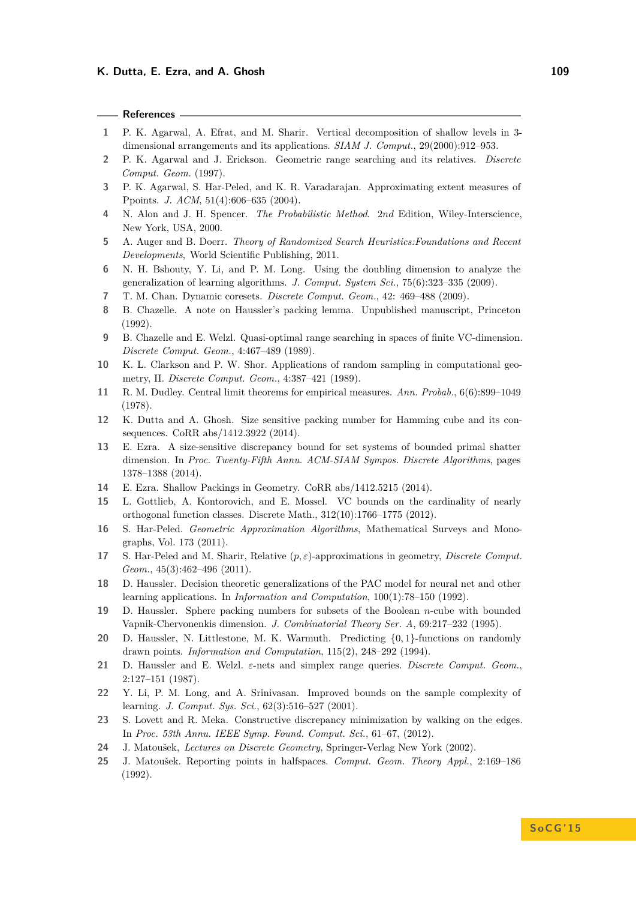## References

1. P. K. Agarwal, A. Efrat, and M. Sharir. Vertical decomposition of shallow levels in 3-dimensional arrangements and its applications. *SIAM J. Comput.*, 29(2000):912–953.
2. P. K. Agarwal and J. Erickson. Geometric range searching and its relatives. *Discrete Comput. Geom.* (1997).
3. P. K. Agarwal, S. Har-Peled, and K. R. Varadarajan. Approximating extent measures of Ppoints. *J. ACM*, 51(4):606–635 (2004).
4. N. Alon and J. H. Spencer. *The Probabilistic Method*. 2nd Edition, Wiley-Interscience, New York, USA, 2000.
5. A. Auger and B. Doerr. *Theory of Randomized Search Heuristics:Foundations and Recent Developments*, World Scientific Publishing, 2011.
6. N. H. Bshouty, Y. Li, and P. M. Long. Using the doubling dimension to analyze the generalization of learning algorithms. *J. Comput. System Sci.*, 75(6):323–335 (2009).
7. T. M. Chan. Dynamic coresets. *Discrete Comput. Geom.*, 42: 469–488 (2009).
8. B. Chazelle. A note on Haussler's packing lemma. Unpublished manuscript, Princeton (1992).
9. B. Chazelle and E. Welzl. Quasi-optimal range searching in spaces of finite VC-dimension. *Discrete Comput. Geom.*, 4:467–489 (1989).
10. K. L. Clarkson and P. W. Shor. Applications of random sampling in computational geometry, II. *Discrete Comput. Geom.*, 4:387–421 (1989).
11. R. M. Dudley. Central limit theorems for empirical measures. *Ann. Probab.*, 6(6):899–1049 (1978).
12. K. Dutta and A. Ghosh. Size sensitive packing number for Hamming cube and its consequences. CoRR abs/1412.3922 (2014).
13. E. Ezra. A size-sensitive discrepancy bound for set systems of bounded primal shatter dimension. In *Proc. Twenty-Fifth Annu. ACM-SIAM Sympos. Discrete Algorithms*, pages 1378–1388 (2014).
14. E. Ezra. Shallow Packings in Geometry. CoRR abs/1412.5215 (2014).
15. L. Gottlieb, A. Kontorovich, and E. Mossel. VC bounds on the cardinality of nearly orthogonal function classes. Discrete Math., 312(10):1766–1775 (2012).
16. S. Har-Peled. *Geometric Approximation Algorithms*, Mathematical Surveys and Monographs, Vol. 173 (2011).
17. S. Har-Peled and M. Sharir, Relative $(p, \varepsilon)$-approximations in geometry, *Discrete Comput. Geom.*, 45(3):462–496 (2011).
18. D. Haussler. Decision theoretic generalizations of the PAC model for neural net and other learning applications. In *Information and Computation*, 100(1):78–150 (1992).
19. D. Haussler. Sphere packing numbers for subsets of the Boolean $n$-cube with bounded Vapnik-Chervonenkis dimension. *J. Combinatorial Theory Ser. A*, 69:217–232 (1995).
20. D. Haussler, N. Littlestone, M. K. Warmuth. Predicting $\{0,1\}$-functions on randomly drawn points. *Information and Computation*, 115(2), 248–292 (1994).
21. D. Haussler and E. Welzl. $\varepsilon$-nets and simplex range queries. *Discrete Comput. Geom.*, 2:127–151 (1987).
22. Y. Li, P. M. Long, and A. Srinivasan. Improved bounds on the sample complexity of learning. *J. Comput. Sys. Sci.*, 62(3):516–527 (2001).
23. S. Lovett and R. Meka. Constructive discrepancy minimization by walking on the edges. In *Proc. 53th Annu. IEEE Symp. Found. Comput. Sci.*, 61–67, (2012).
24. J. Matoušek, *Lectures on Discrete Geometry*, Springer-Verlag New York (2002).
25. J. Matoušek. Reporting points in halfspaces. *Comput. Geom. Theory Appl.*, 2:169–186 (1992).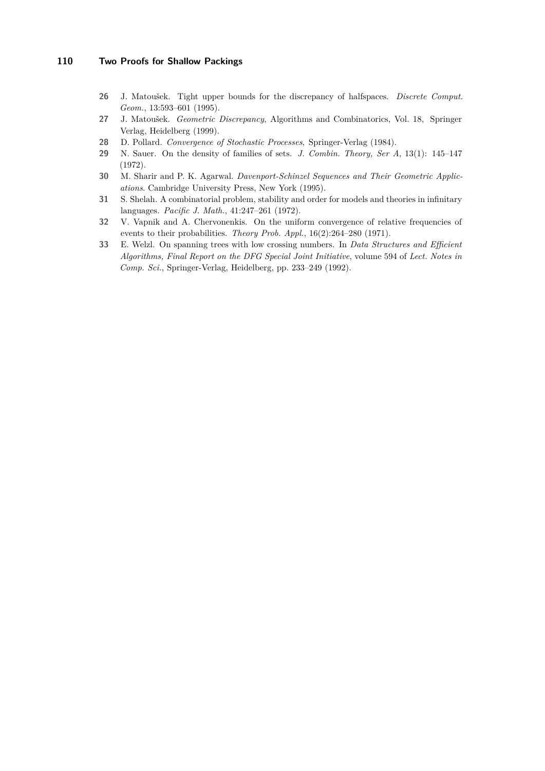26 J. Matoušek. Tight upper bounds for the discrepancy of halfspaces. *Discrete Comput. Geom.*, 13:593–601 (1995).

27 J. Matoušek. *Geometric Discrepancy*, Algorithms and Combinatorics, Vol. 18, Springer Verlag, Heidelberg (1999).

28 D. Pollard. *Convergence of Stochastic Processes*, Springer-Verlag (1984).

29 N. Sauer. On the density of families of sets. *J. Combin. Theory, Ser A*, 13(1): 145–147 (1972).

30 M. Sharir and P. K. Agarwal. *Davenport-Schinzel Sequences and Their Geometric Applications*. Cambridge University Press, New York (1995).

31 S. Shelah. A combinatorial problem, stability and order for models and theories in infinitary languages. *Pacific J. Math.*, 41:247–261 (1972).

32 V. Vapnik and A. Chervonenkis. On the uniform convergence of relative frequencies of events to their probabilities. *Theory Prob. Appl.*, 16(2):264–280 (1971).

33 E. Welzl. On spanning trees with low crossing numbers. In *Data Structures and Efficient Algorithms, Final Report on the DFG Special Joint Initiative*, volume 594 of *Lect. Notes in Comp. Sci.*, Springer-Verlag, Heidelberg, pp. 233–249 (1992).